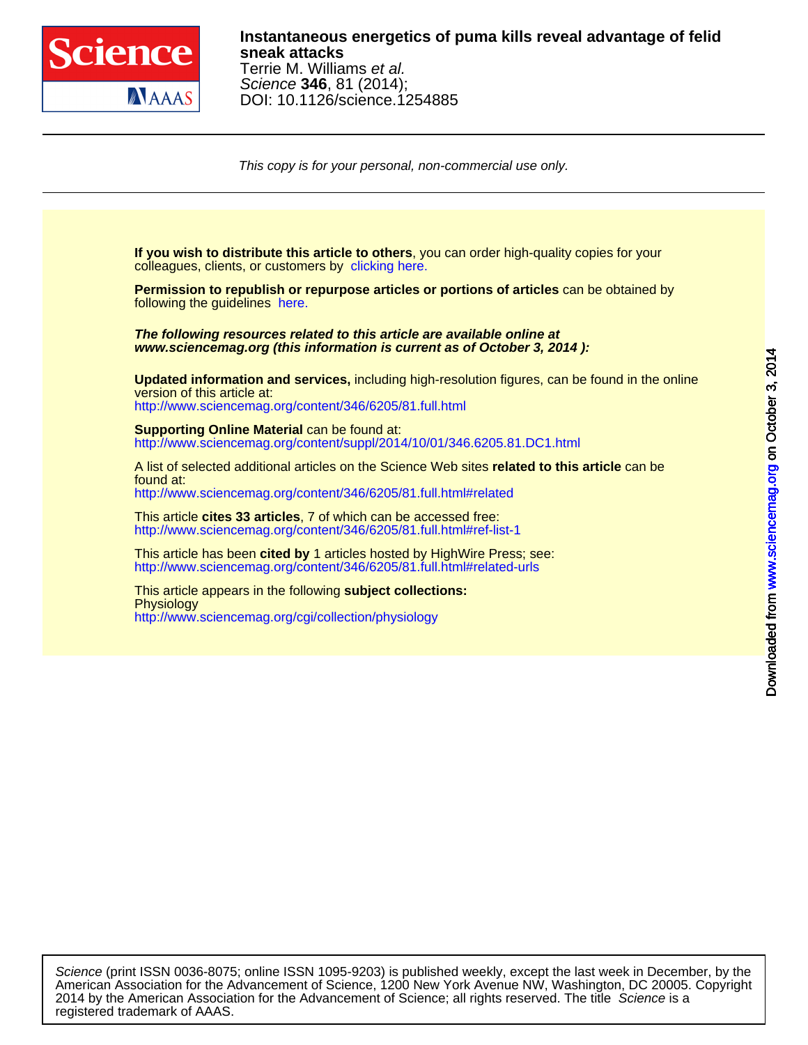**Instantaneous energetics of puma kills reveal advantage of felid sneak attacks**
Terrie M. Williams *et al.*
*Science* **346**, 81 (2014);
DOI: 10.1126/science.1254885

*This copy is for your personal, non-commercial use only.*

**If you wish to distribute this article to others**, you can order high-quality copies for your colleagues, clients, or customers by clicking here.

**Permission to republish or repurpose articles or portions of articles** can be obtained by following the guidelines here.

***The following resources related to this article are available online at www.sciencemag.org (this information is current as of October 3, 2014 ):***

**Updated information and services,** including high-resolution figures, can be found in the online version of this article at:
http://www.sciencemag.org/content/346/6205/81.full.html

**Supporting Online Material** can be found at:
http://www.sciencemag.org/content/suppl/2014/10/01/346.6205.81.DC1.html

A list of selected additional articles on the Science Web sites **related to this article** can be found at:
http://www.sciencemag.org/content/346/6205/81.full.html#related

This article **cites 33 articles**, 7 of which can be accessed free:
http://www.sciencemag.org/content/346/6205/81.full.html#ref-list-1

This article has been **cited by** 1 articles hosted by HighWire Press; see:
http://www.sciencemag.org/content/346/6205/81.full.html#related-urls

This article appears in the following **subject collections:**
Physiology
http://www.sciencemag.org/cgi/collection/physiology

*Science* (print ISSN 0036-8075; online ISSN 1095-9203) is published weekly, except the last week in December, by the American Association for the Advancement of Science, 1200 New York Avenue NW, Washington, DC 20005. Copyright 2014 by the American Association for the Advancement of Science; all rights reserved. The title *Science* is a registered trademark of AAAS.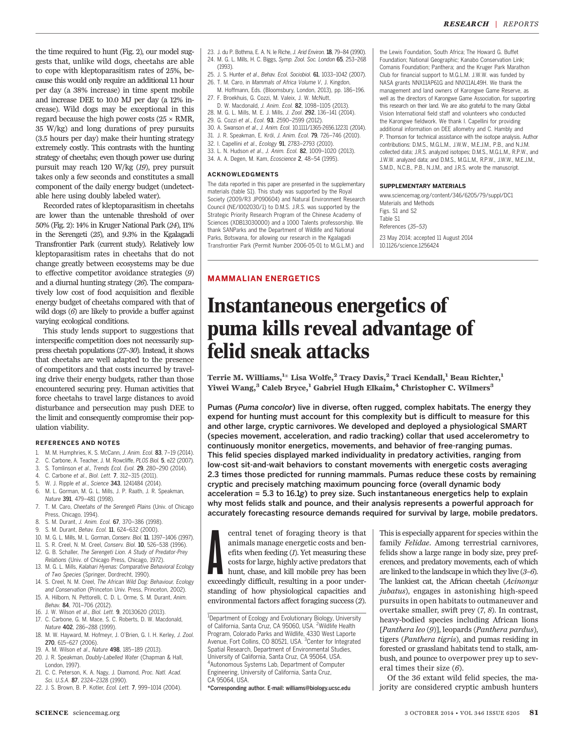the time required to hunt (Fig. 2), our model suggests that, unlike wild dogs, cheetahs are able to cope with kleptoparasitism rates of 25%, because this would only require an additional 1.1 hour per day (a 38% increase) in time spent mobile and increase DEE to 10.0 MJ per day (a 12% increase). Wild dogs may be exceptional in this regard because the high power costs (25 × RMR, 35 W/kg) and long durations of prey pursuits (3.5 hours per day) make their hunting strategy extremely costly. This contrasts with the hunting strategy of cheetahs; even though power use during pursuit may reach 120 W/kg (*19*), prey pursuit takes only a few seconds and constitutes a small component of the daily energy budget (undetectable here using doubly labeled water).

Recorded rates of kleptoparasitism in cheetahs are lower than the untenable threshold of over 50% (Fig. 2): 14% in Kruger National Park (*24*), 11% in the Serengeti (*25*), and 9.3% in the Kgalagadi Transfrontier Park (current study). Relatively low kleptoparasitism rates in cheetahs that do not change greatly between ecosystems may be due to effective competitor avoidance strategies (*9*) and a diurnal hunting strategy (*26*). The comparatively low cost of food acquisition and flexible energy budget of cheetahs compared with that of wild dogs (*6*) are likely to provide a buffer against varying ecological conditions.

This study lends support to suggestions that interspecific competition does not necessarily suppress cheetah populations (*27*–*30*). Instead, it shows that cheetahs are well adapted to the presence of competitors and that costs incurred by traveling drive their energy budgets, rather than those encountered securing prey. Human activities that force cheetahs to travel large distances to avoid disturbance and persecution may push DEE to the limit and consequently compromise their population viability.

### REFERENCES AND NOTES

1. M. M. Humphries, K. S. McCann, *J. Anim. Ecol.* **83**, 7–19 (2014).
2. C. Carbone, A. Teacher, J. M. Rowcliffe, *PLOS Biol.* **5**, e22 (2007).
3. S. Tomlinson *et al.*, *Trends Ecol. Evol.* **29**, 280–290 (2014).
4. C. Carbone *et al.*, *Biol. Lett.* **7**, 312–315 (2011).
5. W. J. Ripple *et al.*, *Science* **343**, 1241484 (2014).
6. M. L. Gorman, M. G. L. Mills, J. P. Raath, J. R. Speakman, *Nature* **391**, 479–481 (1998).
7. T. M. Caro, *Cheetahs of the Serengeti Plains* (Univ. of Chicago Press, Chicago, 1994).
8. S. M. Durant, *J. Anim. Ecol.* **67**, 370–386 (1998).
9. S. M. Durant, *Behav. Ecol.* **11**, 624–632 (2000).
10. M. G. L. Mills, M. L. Gorman, *Conserv. Biol.* **11**, 1397–1406 (1997).
11. S. R. Creel, N. M. Creel, *Conserv. Biol.* **10**, 526–538 (1996).
12. G. B. Schaller, *The Serengeti Lion. A Study of Predator-Prey Relations* (Univ. of Chicago Press, Chicago, 1972).
13. M. G. L. Mills, *Kalahari Hyenas: Comparative Behavioral Ecology of Two Species* (Springer, Dordrecht, 1990).
14. S. Creel, N. M. Creel, *The African Wild Dog: Behaviour, Ecology and Conservation* (Princeton Univ. Press, Princeton, 2002).
15. A. Hilborn, N. Pettorelli, C. D. L. Orme, S. M. Durant, *Anim. Behav.* **84**, 701–706 (2012).
16. J. W. Wilson *et al.*, *Biol. Lett.* **9**, 20130620 (2013).
17. C. Carbone, G. M. Mace, S. C. Roberts, D. W. Macdonald, *Nature* **402**, 286–288 (1999).
18. M. W. Hayward, M. Hofmeyr, J. O'Brien, G. I. H. Kerley, *J. Zool.* **270**, 615–627 (2006).
19. A. M. Wilson *et al.*, *Nature* **498**, 185–189 (2013).
20. J. R. Speakman, *Doubly-Labelled Water* (Chapman & Hall, London, 1997).
21. C. C. Peterson, K. A. Nagy, J. Diamond, *Proc. Natl. Acad. Sci. U.S.A.* **87**, 2324–2328 (1990).
22. J. S. Brown, B. P. Kotler, *Ecol. Lett.* **7**, 999–1014 (2004).
23. J. du P. Bothma, E. A. N. le Riche, *J. Arid Environ.* **18**, 79–84 (1990).
24. M. G. L. Mills, H. C. Biggs, *Symp. Zool. Soc. London* **65**, 253–268 (1993).
25. J. S. Hunter *et al.*, *Behav. Ecol. Sociobiol.* **61**, 1033–1042 (2007).
26. T. M. Caro, in *Mammals of Africa Volume V*, J. Kingdon, M. Hoffmann, Eds. (Bloomsbury, London, 2013), pp. 186–196.
27. F. Broekhuis, G. Cozzi, M. Valeix, J. W. McNutt, D. W. Macdonald, *J. Anim. Ecol.* **82**, 1098–1105 (2013).
28. M. G. L. Mills, M. E. J. Mills, *J. Zool.* **292**, 136–141 (2014).
29. G. Cozzi *et al.*, *Ecol.* **93**, 2590–2599 (2012).
30. A. Swanson *et al.*, *J. Anim. Ecol.* 10.1111/1365-2656.12231 (2014).
31. J. R. Speakman, E. Król, *J. Anim. Ecol.* **79**, 726–746 (2010).
32. I. Capellini *et al.*, *Ecology* **91**, 2783–2793 (2010).
33. L. N. Hudson *et al.*, *J. Anim. Ecol.* **82**, 1009–1020 (2013).
34. A. A. Degen, M. Kam, *Ecoscience* **2**, 48–54 (1995).

### ACKNOWLEDGMENTS

The data reported in this paper are presented in the supplementary materials (table S1). This study was supported by the Royal Society (2009/R3 JP090604) and Natural Environment Research Council (NE/I002030/1) to D.M.S. J.R.S. was supported by the Strategic Priority Research Program of the Chinese Academy of Sciences (XDB13030000) and a 1000 Talents professorship. We thank SANParks and the Department of Wildlife and National Parks, Botswana, for allowing our research in the Kgalagadi Transfrontier Park (Permit Number 2006-05-01 to M.G.L.M.) and the Lewis Foundation, South Africa; The Howard G. Buffet Foundation; National Geographic; Kanabo Conservation Link; Comanis Foundation; Panthera; and the Kruger Park Marathon Club for financial support to M.G.L.M. J.W.W. was funded by NASA grants NNX11AP61G and NNX11AL49H. We thank the management and land owners of Karongwe Game Reserve, as well as the directors of Karongwe Game Association, for supporting this research on their land. We are also grateful to the many Global Vision International field staff and volunteers who conducted the Karongwe fieldwork. We thank I. Capellini for providing additional information on DEE allometry and C. Hambly and P. Thomson for technical assistance with the isotope analysis. Author contributions: D.M.S., M.G.L.M., J.W.W., M.E.J.M., P.B., and N.J.M. collected data; J.R.S. analyzed isotopes; D.M.S., M.G.L.M., R.P.W., and J.W.W. analyzed data; and D.M.S., M.G.L.M., R.P.W., J.W.W., M.E.J.M., S.M.D., N.C.B., P.B., N.J.M., and J.R.S. wrote the manuscript.

### SUPPLEMENTARY MATERIALS

www.sciencemag.org/content/346/6205/79/suppl/DC1
Materials and Methods
Figs. S1 and S2
Table S1
References (*35*–*53*)

23 May 2014; accepted 11 August 2014
10.1126/science.1256424

## MAMMALIAN ENERGETICS

# Instantaneous energetics of puma kills reveal advantage of felid sneak attacks

**Terrie M. Williams,[1]\* Lisa Wolfe,[2] Tracy Davis,[2] Traci Kendall,[1] Beau Richter,[1] Yiwei Wang,[3] Caleb Bryce,[1] Gabriel Hugh Elkaim,[4] Christopher C. Wilmers[3]**

**Pumas (*Puma concolor*) live in diverse, often rugged, complex habitats. The energy they expend for hunting must account for this complexity but is difficult to measure for this and other large, cryptic carnivores. We developed and deployed a physiological SMART (species movement, acceleration, and radio tracking) collar that used accelerometry to continuously monitor energetics, movements, and behavior of free-ranging pumas. This felid species displayed marked individuality in predatory activities, ranging from low-cost sit-and-wait behaviors to constant movements with energetic costs averaging 2.3 times those predicted for running mammals. Pumas reduce these costs by remaining cryptic and precisely matching maximum pouncing force (overall dynamic body acceleration = 5.3 to 16.1*g*) to prey size. Such instantaneous energetics help to explain why most felids stalk and pounce, and their analysis represents a powerful approach for accurately forecasting resource demands required for survival by large, mobile predators.**

A central tenet of foraging theory is that animals manage energetic costs and benefits when feeding (*1*). Yet measuring these costs for large, highly active predators that hunt, chase, and kill mobile prey has been exceedingly difficult, resulting in a poor understanding of how physiological capacities and environmental factors affect foraging success (*2*). This is especially apparent for species within the family *Felidae*. Among terrestrial carnivores, felids show a large range in body size, prey preferences, and predatory movements, each of which are linked to the landscape in which they live (*3*–*6*). The lankiest cat, the African cheetah (*Acinonyx jubatus*), engages in astonishing high-speed pursuits in open habitats to outmaneuver and overtake smaller, swift prey (*7*, *8*). In contrast, heavy-bodied species including African lions [*Panthera leo* (*9*)], leopards (*Panthera pardus*), tigers (*Panthera tigris*), and pumas residing in forested or grassland habitats tend to stalk, ambush, and pounce to overpower prey up to several times their size (*6*).

Of the 36 extant wild felid species, the majority are considered cryptic ambush hunters

[1]Department of Ecology and Evolutionary Biology, University of California, Santa Cruz, CA 95060, USA. [2]Wildlife Health Program, Colorado Parks and Wildlife, 4330 West Laporte Avenue, Fort Collins, CO 80521, USA. [3]Center for Integrated Spatial Research, Department of Environmental Studies, University of California, Santa Cruz, CA 95064, USA. [4]Autonomous Systems Lab, Department of Computer Engineering, University of California, Santa Cruz, CA 95064, USA.
\*Corresponding author. E-mail: williams@biology.ucsc.edu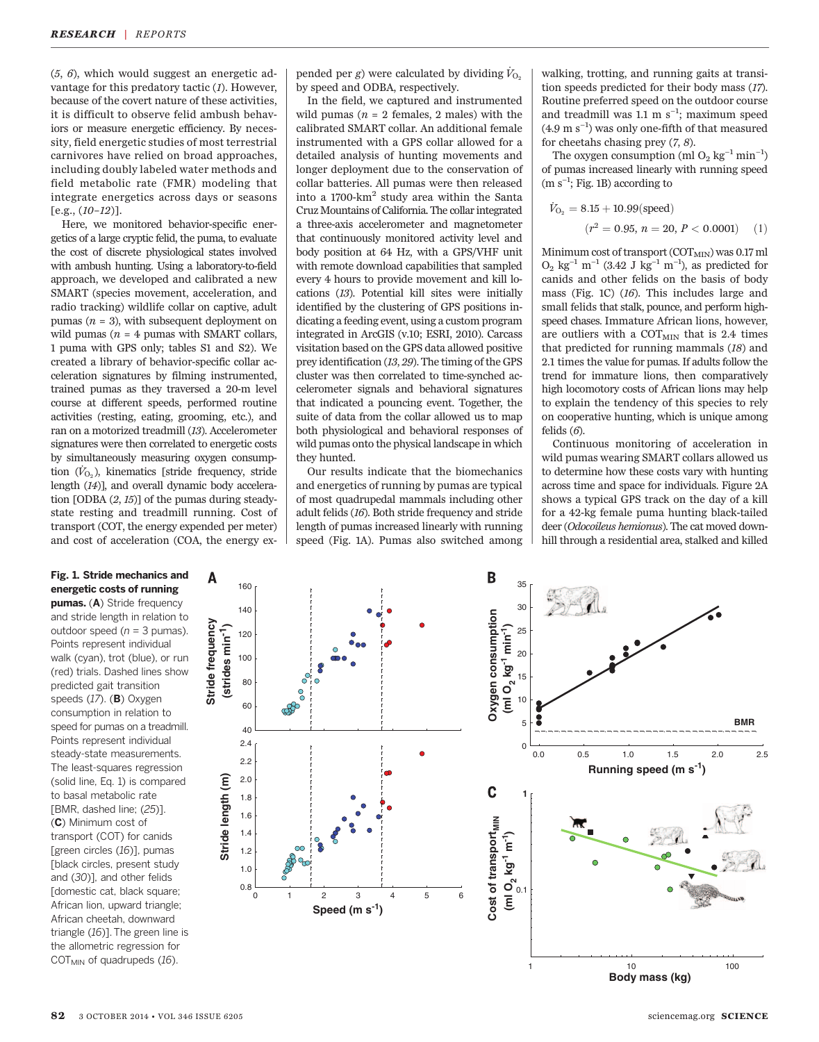(*5*, *6*), which would suggest an energetic advantage for this predatory tactic (*1*). However, because of the covert nature of these activities, it is difficult to observe felid ambush behaviors or measure energetic efficiency. By necessity, field energetic studies of most terrestrial carnivores have relied on broad approaches, including doubly labeled water methods and field metabolic rate (FMR) modeling that integrate energetics across days or seasons [e.g., (*10*–*12*)].

Here, we monitored behavior-specific energetics of a large cryptic felid, the puma, to evaluate the cost of discrete physiological states involved with ambush hunting. Using a laboratory-to-field approach, we developed and calibrated a new SMART (species movement, acceleration, and radio tracking) wildlife collar on captive, adult pumas ($n = 3$), with subsequent deployment on wild pumas ($n = 4$ pumas with SMART collars, 1 puma with GPS only; tables S1 and S2). We created a library of behavior-specific collar acceleration signatures by filming instrumented, trained pumas as they traversed a 20-m level course at different speeds, performed routine activities (resting, eating, grooming, etc.), and ran on a motorized treadmill (*13*). Accelerometer signatures were then correlated to energetic costs by simultaneously measuring oxygen consumption ($\dot{V}_{O_2}$), kinematics [stride frequency, stride length (*14*)], and overall dynamic body acceleration [ODBA (*2*, *15*)] of the pumas during steady-state resting and treadmill running. Cost of transport (COT, the energy expended per meter) and cost of acceleration (COA, the energy expended per *g*) were calculated by dividing $\dot{V}_{O_2}$ by speed and ODBA, respectively.

In the field, we captured and instrumented wild pumas ($n = 2$ females, 2 males) with the calibrated SMART collar. An additional female instrumented with a GPS collar allowed for a detailed analysis of hunting movements and longer deployment due to the conservation of collar batteries. All pumas were then released into a 1700-km$^2$ study area within the Santa Cruz Mountains of California. The collar integrated a three-axis accelerometer and magnetometer that continuously monitored activity level and body position at 64 Hz, with a GPS/VHF unit with remote download capabilities that sampled every 4 hours to provide movement and kill locations (*13*). Potential kill sites were initially identified by the clustering of GPS positions indicating a feeding event, using a custom program integrated in ArcGIS (v.10; ESRI, 2010). Carcass visitation based on the GPS data allowed positive prey identification (*13*, *29*). The timing of the GPS cluster was then correlated to time-synched accelerometer signals and behavioral signatures that indicated a pouncing event. Together, the suite of data from the collar allowed us to map both physiological and behavioral responses of wild pumas onto the physical landscape in which they hunted.

Our results indicate that the biomechanics and energetics of running by pumas are typical of most quadrupedal mammals including other adult felids (*16*). Both stride frequency and stride length of pumas increased linearly with running speed (Fig. 1A). Pumas also switched among walking, trotting, and running gaits at transition speeds predicted for their body mass (*17*). Routine preferred speed on the outdoor course and treadmill was 1.1 m s$^{-1}$; maximum speed (4.9 m s$^{-1}$) was only one-fifth of that measured for cheetahs chasing prey (*7*, *8*).

The oxygen consumption (ml $O_2$ kg$^{-1}$ min$^{-1}$) of pumas increased linearly with running speed (m s$^{-1}$; Fig. 1B) according to

$$\dot{V}_{O_2} = 8.15 + 10.99(\text{speed}) \quad (r^2 = 0.95,\ n = 20,\ P < 0.0001) \quad (1)$$

Minimum cost of transport (COT$_{MIN}$) was 0.17 ml $O_2$ kg$^{-1}$ m$^{-1}$ (3.42 J kg$^{-1}$ m$^{-1}$), as predicted for canids and other felids on the basis of body mass (Fig. 1C) (*16*). This includes large and small felids that stalk, pounce, and perform high-speed chases. Immature African lions, however, are outliers with a COT$_{MIN}$ that is 2.4 times that predicted for running mammals (*18*) and 2.1 times the value for pumas. If adults follow the trend for immature lions, then comparatively high locomotory costs of African lions may help to explain the tendency of this species to rely on cooperative hunting, which is unique among felids (*6*).

Continuous monitoring of acceleration in wild pumas wearing SMART collars allowed us to determine how these costs vary with hunting across time and space for individuals. Figure 2A shows a typical GPS track on the day of a kill for a 42-kg female puma hunting black-tailed deer (*Odocoileus hemionus*). The cat moved downhill through a residential area, stalked and killed

**Fig. 1. Stride mechanics and energetic costs of running pumas.** (**A**) Stride frequency and stride length in relation to outdoor speed ($n = 3$ pumas). Points represent individual walk (cyan), trot (blue), or run (red) trials. Dashed lines show predicted gait transition speeds (*17*). (**B**) Oxygen consumption in relation to speed for pumas on a treadmill. Points represent individual steady-state measurements. The least-squares regression (solid line, Eq. 1) is compared to basal metabolic rate [BMR, dashed line; (*25*)]. (**C**) Minimum cost of transport (COT) for canids [green circles (*16*)], pumas [black circles, present study and (*30*)], and other felids [domestic cat, black square; African lion, upward triangle; African cheetah, downward triangle (*16*)]. The green line is the allometric regression for COT$_{MIN}$ of quadrupeds (*16*).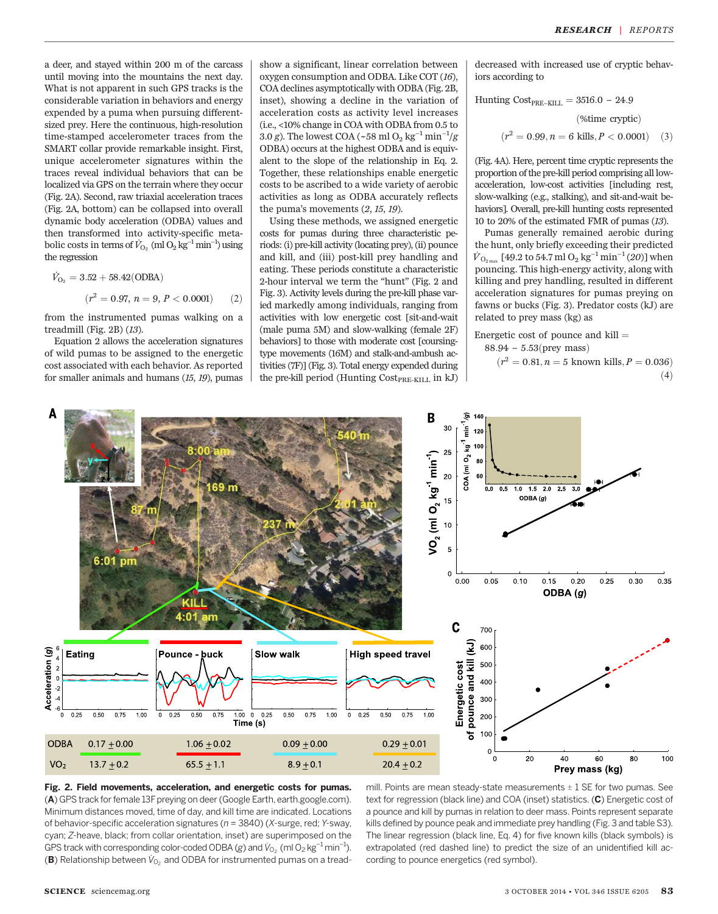a deer, and stayed within 200 m of the carcass until moving into the mountains the next day. What is not apparent in such GPS tracks is the considerable variation in behaviors and energy expended by a puma when pursuing different-sized prey. Here the continuous, high-resolution time-stamped accelerometer traces from the SMART collar provide remarkable insight. First, unique accelerometer signatures within the traces reveal individual behaviors that can be localized via GPS on the terrain where they occur (Fig. 2A). Second, raw triaxial acceleration traces (Fig. 2A, bottom) can be collapsed into overall dynamic body acceleration (ODBA) values and then transformed into activity-specific metabolic costs in terms of $\dot{V}_{O_2}$ (ml $O_2$ $kg^{-1}$ $min^{-1}$) using the regression

$$\dot{V}_{O_2} = 3.52 + 58.42(\text{ODBA})$$
$$(r^2 = 0.97,\ n = 9,\ P < 0.0001) \quad (2)$$

from the instrumented pumas walking on a treadmill (Fig. 2B) (13).

Equation 2 allows the acceleration signatures of wild pumas to be assigned to the energetic cost associated with each behavior. As reported for smaller animals and humans (15, 19), pumas show a significant, linear correlation between oxygen consumption and ODBA. Like COT (16), COA declines asymptotically with ODBA (Fig. 2B, inset), showing a decline in the variation of acceleration costs as activity level increases (i.e., <10% change in COA with ODBA from 0.5 to 3.0 *g*). The lowest COA (~58 ml $O_2$ $kg^{-1}$ $min^{-1}/g$ ODBA) occurs at the highest ODBA and is equivalent to the slope of the relationship in Eq. 2. Together, these relationships enable energetic costs to be ascribed to a wide variety of aerobic activities as long as ODBA accurately reflects the puma's movements (2, 15, 19).

Using these methods, we assigned energetic costs for pumas during three characteristic periods: (i) pre-kill activity (locating prey), (ii) pounce and kill, and (iii) post-kill prey handling and eating. These periods constitute a characteristic 2-hour interval we term the "hunt" (Fig. 2 and Fig. 3). Activity levels during the pre-kill phase varied markedly among individuals, ranging from activities with low energetic cost [sit-and-wait (male puma 5M) and slow-walking (female 2F) behaviors] to those with moderate cost [coursing-type movements (16M) and stalk-and-ambush activities (7F)] (Fig. 3). Total energy expended during the pre-kill period (Hunting $\text{Cost}_{\text{PRE-KILL}}$ in kJ) decreased with increased use of cryptic behaviors according to

$$\text{Hunting Cost}_{\text{PRE-KILL}} = 3516.0 - 24.9\,(\%\text{time cryptic})$$
$$(r^2 = 0.99,\ n = 6\ \text{kills},\ P < 0.0001) \quad (3)$$

(Fig. 4A). Here, percent time cryptic represents the proportion of the pre-kill period comprising all low-acceleration, low-cost activities [including rest, slow-walking (e.g., stalking), and sit-and-wait behaviors]. Overall, pre-kill hunting costs represented 10 to 20% of the estimated FMR of pumas (13).

Pumas generally remained aerobic during the hunt, only briefly exceeding their predicted $\dot{V}_{O_{2max}}$ [49.2 to 54.7 ml $O_2$ $kg^{-1}$ $min^{-1}$ (20)] when pouncing. This high-energy activity, along with killing and prey handling, resulted in different acceleration signatures for pumas preying on fawns or bucks (Fig. 3). Predator costs (kJ) are related to prey mass (kg) as

$$\text{Energetic cost of pounce and kill} = 88.94 - 5.53(\text{prey mass})$$
$$(r^2 = 0.81,\ n = 5\ \text{known kills},\ P = 0.036) \quad (4)$$

**Fig. 2. Field movements, acceleration, and energetic costs for pumas.** (**A**) GPS track for female 13F preying on deer (Google Earth, earth.google.com). Minimum distances moved, time of day, and kill time are indicated. Locations of behavior-specific acceleration signatures (*n* = 3840) (*X*-surge, red; *Y*-sway, cyan; *Z*-heave, black; from collar orientation, inset) are superimposed on the GPS track with corresponding color-coded ODBA (*g*) and $\dot{V}_{O_2}$ (ml $O_2$ $kg^{-1}$ $min^{-1}$). (**B**) Relationship between $\dot{V}_{O_2}$ and ODBA for instrumented pumas on a treadmill. Points are mean steady-state measurements ± 1 SE for two pumas. See text for regression (black line) and COA (inset) statistics. (**C**) Energetic cost of a pounce and kill by pumas in relation to deer mass. Points represent separate kills defined by pounce peak and immediate prey handling (Fig. 3 and table S3). The linear regression (black line, Eq. 4) for five known kills (black symbols) is extrapolated (red dashed line) to predict the size of an unidentified kill according to pounce energetics (red symbol).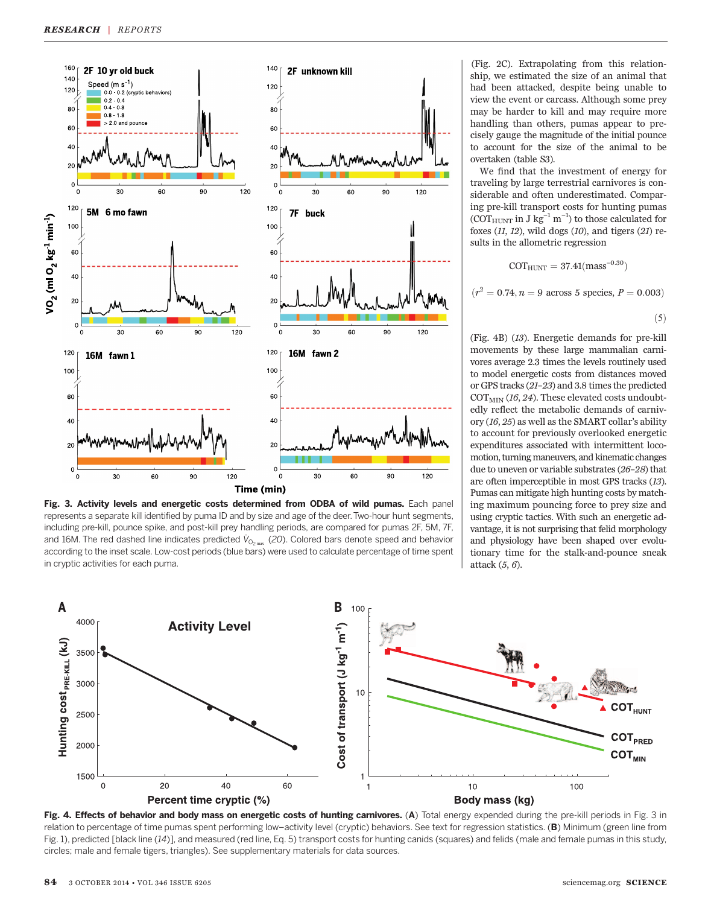(Fig. 2C). Extrapolating from this relationship, we estimated the size of an animal that had been attacked, despite being unable to view the event or carcass. Although some prey may be harder to kill and may require more handling than others, pumas appear to precisely gauge the magnitude of the initial pounce to account for the size of the animal to be overtaken (table S3).

We find that the investment of energy for traveling by large terrestrial carnivores is considerable and often underestimated. Comparing pre-kill transport costs for hunting pumas ($COT_{HUNT}$ in J $kg^{-1}$ $m^{-1}$) to those calculated for foxes (*11*, *12*), wild dogs (*10*), and tigers (*21*) results in the allometric regression

$$COT_{HUNT} = 37.41(\text{mass}^{-0.30})$$

$$(r^2 = 0.74, n = 9 \text{ across 5 species}, P = 0.003) \quad (5)$$

(Fig. 4B) (*13*). Energetic demands for pre-kill movements by these large mammalian carnivores average 2.3 times the levels routinely used to model energetic costs from distances moved or GPS tracks (*21*–*23*) and 3.8 times the predicted $COT_{MIN}$ (*16*, *24*). These elevated costs undoubtedly reflect the metabolic demands of carnivory (*16*, *25*) as well as the SMART collar's ability to account for previously overlooked energetic expenditures associated with intermittent locomotion, turning maneuvers, and kinematic changes due to uneven or variable substrates (*26*–*28*) that are often imperceptible in most GPS tracks (*13*). Pumas can mitigate high hunting costs by matching maximum pouncing force to prey size and using cryptic tactics. With such an energetic advantage, it is not surprising that felid morphology and physiology have been shaped over evolutionary time for the stalk-and-pounce sneak attack (*5*, *6*).

**Fig. 3. Activity levels and energetic costs determined from ODBA of wild pumas.** Each panel represents a separate kill identified by puma ID and by size and age of the deer. Two-hour hunt segments, including pre-kill, pounce spike, and post-kill prey handling periods, are compared for pumas 2F, 5M, 7F, and 16M. The red dashed line indicates predicted $\dot{V}_{O_{2\,max}}$ (*20*). Colored bars denote speed and behavior according to the inset scale. Low-cost periods (blue bars) were used to calculate percentage of time spent in cryptic activities for each puma.

**Fig. 4. Effects of behavior and body mass on energetic costs of hunting carnivores.** (**A**) Total energy expended during the pre-kill periods in Fig. 3 in relation to percentage of time pumas spent performing low–activity level (cryptic) behaviors. See text for regression statistics. (**B**) Minimum (green line from Fig. 1), predicted [black line (*14*)], and measured (red line, Eq. 5) transport costs for hunting canids (squares) and felids (male and female pumas in this study, circles; male and female tigers, triangles). See supplementary materials for data sources.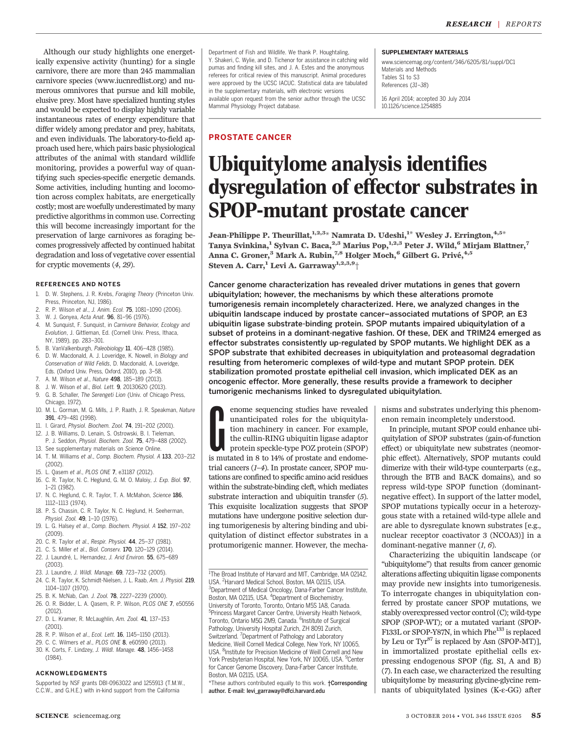Although our study highlights one energetically expensive activity (hunting) for a single carnivore, there are more than 245 mammalian carnivore species (www.iucnredlist.org) and numerous omnivores that pursue and kill mobile, elusive prey. Most have specialized hunting styles and would be expected to display highly variable instantaneous rates of energy expenditure that differ widely among predator and prey, habitats, and even individuals. The laboratory-to-field approach used here, which pairs basic physiological attributes of the animal with standard wildlife monitoring, provides a powerful way of quantifying such species-specific energetic demands. Some activities, including hunting and locomotion across complex habitats, are energetically costly; most are woefully underestimated by many predictive algorithms in common use. Correcting this will become increasingly important for the preservation of large carnivores as foraging becomes progressively affected by continued habitat degradation and loss of vegetative cover essential for cryptic movements (*4*, *29*).

## REFERENCES AND NOTES

1. D. W. Stephens, J. R. Krebs, *Foraging Theory* (Princeton Univ. Press, Princeton, NJ, 1986).
2. R. P. Wilson *et al.*, *J. Anim. Ecol.* **75**, 1081–1090 (2006).
3. W. J. Gonyea, *Acta Anat.* **96**, 81–96 (1976).
4. M. Sunquist, F. Sunquist, in *Carnivore Behavior, Ecology and Evolution*, J. Gittleman, Ed. (Cornell Univ. Press, Ithaca, NY, 1989), pp. 283–301.
5. B. VanValkenburgh, *Paleobiology* **11**, 406–428 (1985).
6. D. W. Macdonald, A. J. Loveridge, K. Nowell, in *Biology and Conservation of Wild Felids*, D. Macdonald, A. Loveridge, Eds. (Oxford Univ. Press, Oxford, 2010), pp. 3–58.
7. A. M. Wilson *et al.*, *Nature* **498**, 185–189 (2013).
8. J. W. Wilson *et al.*, *Biol. Lett.* **9**, 20130620 (2013).
9. G. B. Schaller, *The Serengeti Lion* (Univ. of Chicago Press, Chicago, 1972).
10. M. L. Gorman, M. G. Mills, J. P. Raath, J. R. Speakman, *Nature* **391**, 479–481 (1998).
11. I. Girard, *Physiol. Biochem. Zool.* **74**, 191–202 (2001).
12. J. B. Williams, D. Lenain, S. Ostrowski, B. I. Tieleman, P. J. Seddon, *Physiol. Biochem. Zool.* **75**, 479–488 (2002).
13. See supplementary materials on *Science* Online.
14. T. M. Williams *et al.*, *Comp. Biochem. Physiol. A* **133**, 203–212 (2002).
15. L. Qasem *et al.*, *PLOS ONE* **7**, e31187 (2012).
16. C. R. Taylor, N. C. Heglund, G. M. O. Maloiy, *J. Exp. Biol.* **97**, 1–21 (1982).
17. N. C. Heglund, C. R. Taylor, T. A. McMahon, *Science* **186**, 1112–1113 (1974).
18. P. S. Chassin, C. R. Taylor, N. C. Heglund, H. Seeherman, *Physiol. Zool.* **49**, 1–10 (1976).
19. L. G. Halsey *et al.*, *Comp. Biochem. Physiol. A* **152**, 197–202 (2009).
20. C. R. Taylor *et al.*, *Respir. Physiol.* **44**, 25–37 (1981).
21. C. S. Miller *et al.*, *Biol. Conserv.* **170**, 120–129 (2014).
22. J. Laundré, L. Hernandez, *J. Arid Environ.* **55**, 675–689 (2003).
23. J. Laundre, *J. Wildl. Manage.* **69**, 723–732 (2005).
24. C. R. Taylor, K. Schmidt-Nielsen, J. L. Raab, *Am. J. Physiol.* **219**, 1104–1107 (1970).
25. B. K. McNab, *Can. J. Zool.* **78**, 2227–2239 (2000).
26. O. R. Bidder, L. A. Qasem, R. P. Wilson, *PLOS ONE* **7**, e50556 (2012).
27. D. L. Kramer, R. McLaughlin, *Am. Zool.* **41**, 137–153 (2001).
28. R. P. Wilson *et al.*, *Ecol. Lett.* **16**, 1145–1150 (2013).
29. C. C. Wilmers *et al.*, *PLOS ONE* **8**, e60590 (2013).
30. K. Corts, F. Lindzey, *J. Wildl. Manage.* **48**, 1456–1458 (1984).

## ACKNOWLEDGMENTS

Supported by NSF grants DBI-0963022 and 1255913 (T.M.W., C.C.W., and G.H.E.) with in-kind support from the California Department of Fish and Wildlife. We thank P. Houghtaling, Y. Shakeri, C. Wylie, and D. Tichenor for assistance in catching wild pumas and finding kill sites, and J. A. Estes and the anonymous referees for critical review of this manuscript. Animal procedures were approved by the UCSC IACUC. Statistical data are tabulated in the supplementary materials, with electronic versions available upon request from the senior author through the UCSC Mammal Physiology Project database.

## SUPPLEMENTARY MATERIALS

www.sciencemag.org/content/346/6205/81/suppl/DC1
Materials and Methods
Tables S1 to S3
References (*31*–*38*)

16 April 2014; accepted 30 July 2014
10.1126/science.1254885

**PROSTATE CANCER**

# Ubiquitylome analysis identifies dysregulation of effector substrates in SPOP-mutant prostate cancer

**Jean-Philippe P. Theurillat,[1,2,3]* Namrata D. Udeshi,[1]* Wesley J. Errington,[4,5]* Tanya Svinkina,[1] Sylvan C. Baca,[2,3] Marius Pop,[1,2,3] Peter J. Wild,[6] Mirjam Blattner,[7] Anna C. Groner,[3] Mark A. Rubin,[7,8] Holger Moch,[6] Gilbert G. Privé,[4,5] Steven A. Carr,[1] Levi A. Garraway[1,2,3,9]†**

**Cancer genome characterization has revealed driver mutations in genes that govern ubiquitylation; however, the mechanisms by which these alterations promote tumorigenesis remain incompletely characterized. Here, we analyzed changes in the ubiquitin landscape induced by prostate cancer–associated mutations of SPOP, an E3 ubiquitin ligase substrate-binding protein. SPOP mutants impaired ubiquitylation of a subset of proteins in a dominant-negative fashion. Of these, DEK and TRIM24 emerged as effector substrates consistently up-regulated by SPOP mutants. We highlight DEK as a SPOP substrate that exhibited decreases in ubiquitylation and proteasomal degradation resulting from heteromeric complexes of wild-type and mutant SPOP protein. DEK stabilization promoted prostate epithelial cell invasion, which implicated DEK as an oncogenic effector. More generally, these results provide a framework to decipher tumorigenic mechanisms linked to dysregulated ubiquitylation.**

Genome sequencing studies have revealed unanticipated roles for the ubiquitylation machinery in cancer. For example, the cullin-RING ubiquitin ligase adaptor protein speckle-type POZ protein (SPOP) is mutated in 8 to 14% of prostate and endometrial cancers (*1*–*4*). In prostate cancer, SPOP mutations are confined to specific amino acid residues within the substrate-binding cleft, which mediates substrate interaction and ubiquitin transfer (*5*). This exquisite localization suggests that SPOP mutations have undergone positive selection during tumorigenesis by altering binding and ubiquitylation of distinct effector substrates in a protumorigenic manner. However, the mechanisms and substrates underlying this phenomenon remain incompletely understood.

In principle, mutant SPOP could enhance ubiquitylation of SPOP substrates (gain-of-function effect) or ubiquitylate new substrates (neomorphic effect). Alternatively, SPOP mutants could dimerize with their wild-type counterparts (e.g., through the BTB and BACK domains), and so repress wild-type SPOP function (dominant-negative effect). In support of the latter model, SPOP mutations typically occur in a heterozygous state with a retained wild-type allele and are able to dysregulate known substrates [e.g., nuclear receptor coactivator 3 (NCOA3)] in a dominant-negative manner (*1*, *6*).

Characterizing the ubiquitin landscape (or "ubiquitylome") that results from cancer genomic alterations affecting ubiquitin ligase components may provide new insights into tumorigenesis. To interrogate changes in ubiquitylation conferred by prostate cancer SPOP mutations, we stably overexpressed vector control (C); wild-type SPOP (SPOP-WT); or a mutated variant (SPOP-F133L or SPOP-Y87N, in which Phe[133] is replaced by Leu or Tyr[87] is replaced by Asn (SPOP-MT)], in immortalized prostate epithelial cells expressing endogenous SPOP (fig. S1, A and B) (*7*). In each case, we characterized the resulting ubiquitylome by measuring glycine-glycine remnants of ubiquitylated lysines (K-ε-GG) after

[1]The Broad Institute of Harvard and MIT, Cambridge, MA 02142, USA. [2]Harvard Medical School, Boston, MA 02115, USA. [3]Department of Medical Oncology, Dana-Farber Cancer Institute, Boston, MA 02115, USA. [4]Department of Biochemistry, University of Toronto, Toronto, Ontario M5S 1A8, Canada. [5]Princess Margaret Cancer Centre, University Health Network, Toronto, Ontario M5G 2M9, Canada. [6]Institute of Surgical Pathology, University Hospital Zurich, ZH 8091 Zurich, Switzerland. [7]Department of Pathology and Laboratory Medicine, Weill Cornell Medical College, New York, NY 10065, USA. [8]Institute for Precision Medicine of Weill Cornell and New York Presbyterian Hospital, New York, NY 10065, USA. [9]Center for Cancer Genome Discovery, Dana-Farber Cancer Institute, Boston, MA 02115, USA.
*These authors contributed equally to this work. **†Corresponding author. E-mail: levi_garraway@dfci.harvard.edu**